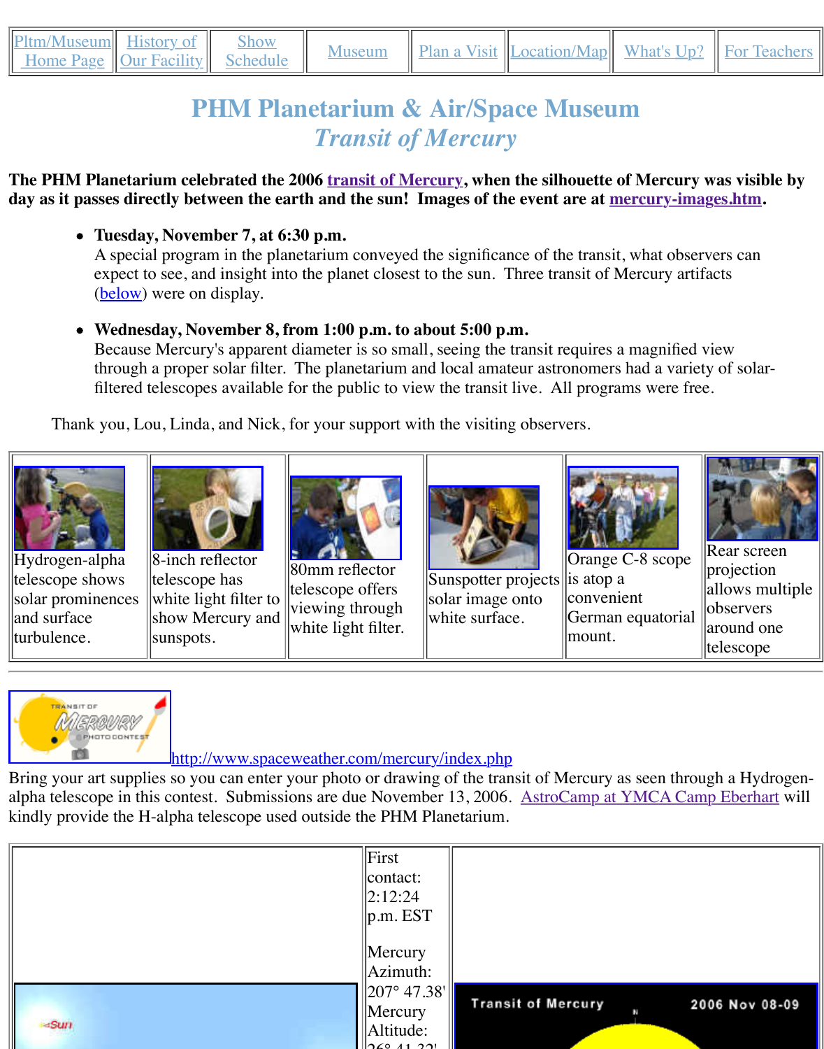| Pltm/Museum Home Page | History of Our Facility | Show Schedule | Museum | Plan a Visit | Location/Map | What's Up? | For Teachers |
| --- | --- | --- | --- | --- | --- | --- | --- |

# PHM Planetarium & Air/Space Museum

## *Transit of Mercury*

**The PHM Planetarium celebrated the 2006 transit of Mercury, when the silhouette of Mercury was visible by day as it passes directly between the earth and the sun! Images of the event are at mercury-images.htm.**

- **Tuesday, November 7, at 6:30 p.m.**
  A special program in the planetarium conveyed the significance of the transit, what observers can expect to see, and insight into the planet closest to the sun. Three transit of Mercury artifacts (below) were on display.
- **Wednesday, November 8, from 1:00 p.m. to about 5:00 p.m.**
  Because Mercury's apparent diameter is so small, seeing the transit requires a magnified view through a proper solar filter. The planetarium and local amateur astronomers had a variety of solar-filtered telescopes available for the public to view the transit live. All programs were free.

Thank you, Lou, Linda, and Nick, for your support with the visiting observers.

| Hydrogen-alpha telescope shows solar prominences and surface turbulence. | 8-inch reflector telescope has white light filter to show Mercury and sunspots. | 80mm reflector telescope offers viewing through white light filter. | Sunspotter projects solar image onto white surface. | Orange C-8 scope is atop a convenient German equatorial mount. | Rear screen projection allows multiple observers around one telescope |
| --- | --- | --- | --- | --- | --- |

http://www.spaceweather.com/mercury/index.php

Bring your art supplies so you can enter your photo or drawing of the transit of Mercury as seen through a Hydrogen-alpha telescope in this contest. Submissions are due November 13, 2006. AstroCamp at YMCA Camp Eberhart will kindly provide the H-alpha telescope used outside the PHM Planetarium.

First contact: 2:12:24 p.m. EST

Mercury Azimuth: 207° 47.38'

Mercury Altitude: 26° 41.32'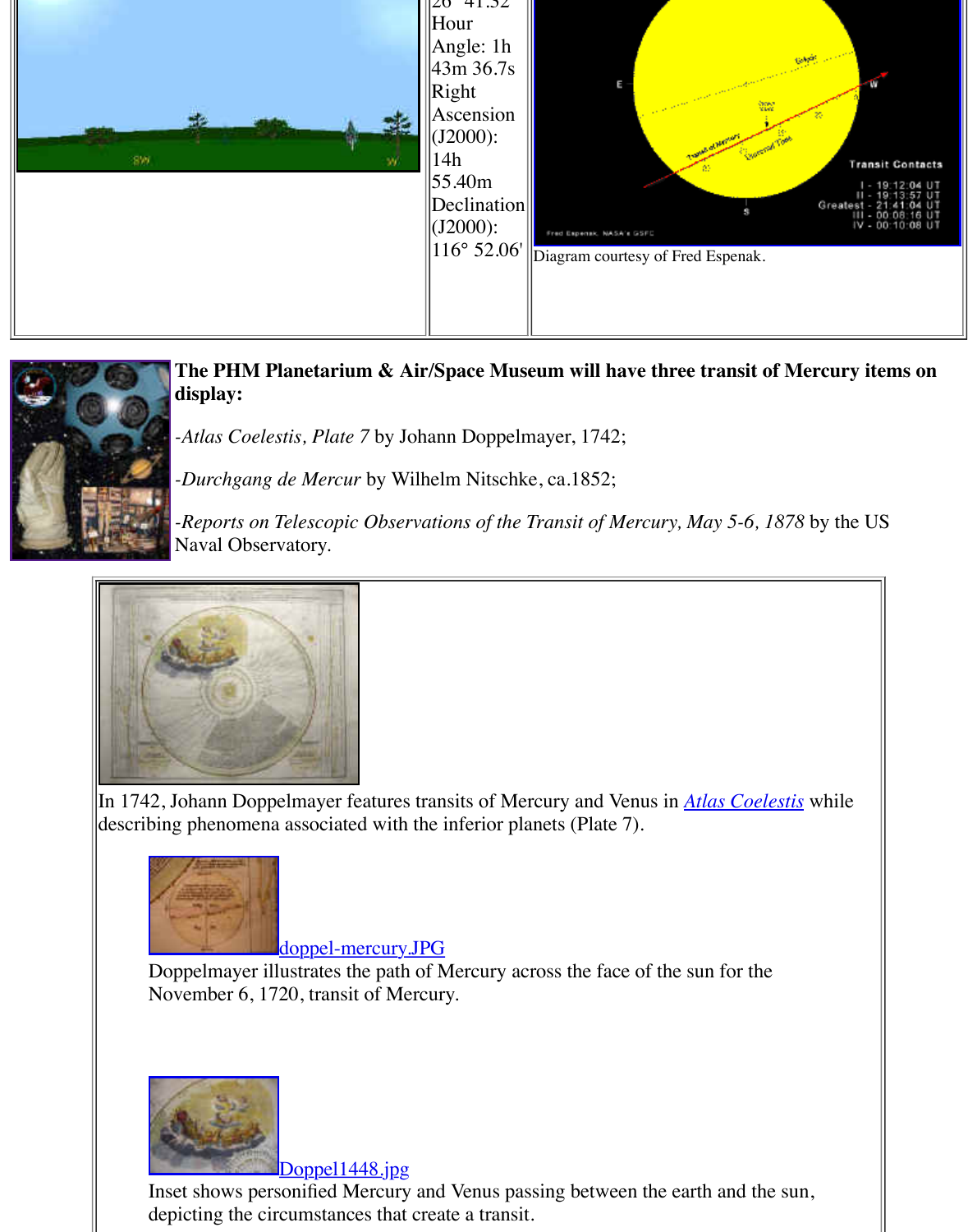26° 41.52'
Hour Angle: 1h 43m 36.7s
Right Ascension (J2000): 14h 55.40m
Declination (J2000): 116° 52.06'

Diagram courtesy of Fred Espenak.

**The PHM Planetarium & Air/Space Museum will have three transit of Mercury items on display:**

-*Atlas Coelestis, Plate 7* by Johann Doppelmayer, 1742;

-*Durchgang de Mercur* by Wilhelm Nitschke, ca.1852;

-*Reports on Telescopic Observations of the Transit of Mercury, May 5-6, 1878* by the US Naval Observatory.

In 1742, Johann Doppelmayer features transits of Mercury and Venus in [Atlas Coelestis](#) while describing phenomena associated with the inferior planets (Plate 7).

[doppel-mercury.JPG](#)

Doppelmayer illustrates the path of Mercury across the face of the sun for the November 6, 1720, transit of Mercury.

[Doppel1448.jpg](#)

Inset shows personified Mercury and Venus passing between the earth and the sun, depicting the circumstances that create a transit.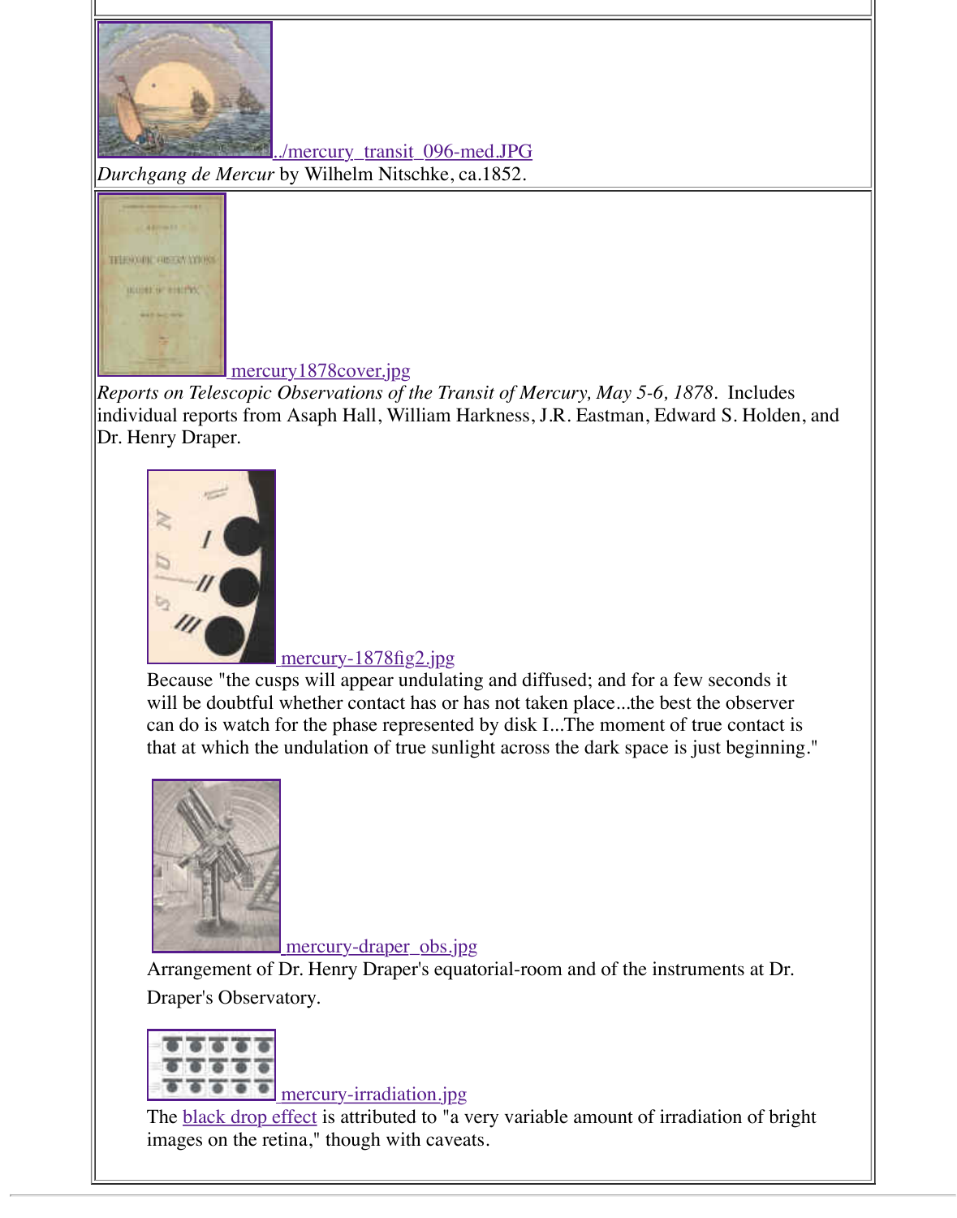../mercury_transit_096-med.JPG

*Durchgang de Mercur* by Wilhelm Nitschke, ca.1852.

mercury1878cover.jpg

*Reports on Telescopic Observations of the Transit of Mercury, May 5-6, 1878.* Includes individual reports from Asaph Hall, William Harkness, J.R. Eastman, Edward S. Holden, and Dr. Henry Draper.

mercury-1878fig2.jpg

Because "the cusps will appear undulating and diffused; and for a few seconds it will be doubtful whether contact has or has not taken place...the best the observer can do is watch for the phase represented by disk I...The moment of true contact is that at which the undulation of true sunlight across the dark space is just beginning."

mercury-draper_obs.jpg

Arrangement of Dr. Henry Draper's equatorial-room and of the instruments at Dr. Draper's Observatory.

mercury-irradiation.jpg

The black drop effect is attributed to "a very variable amount of irradiation of bright images on the retina," though with caveats.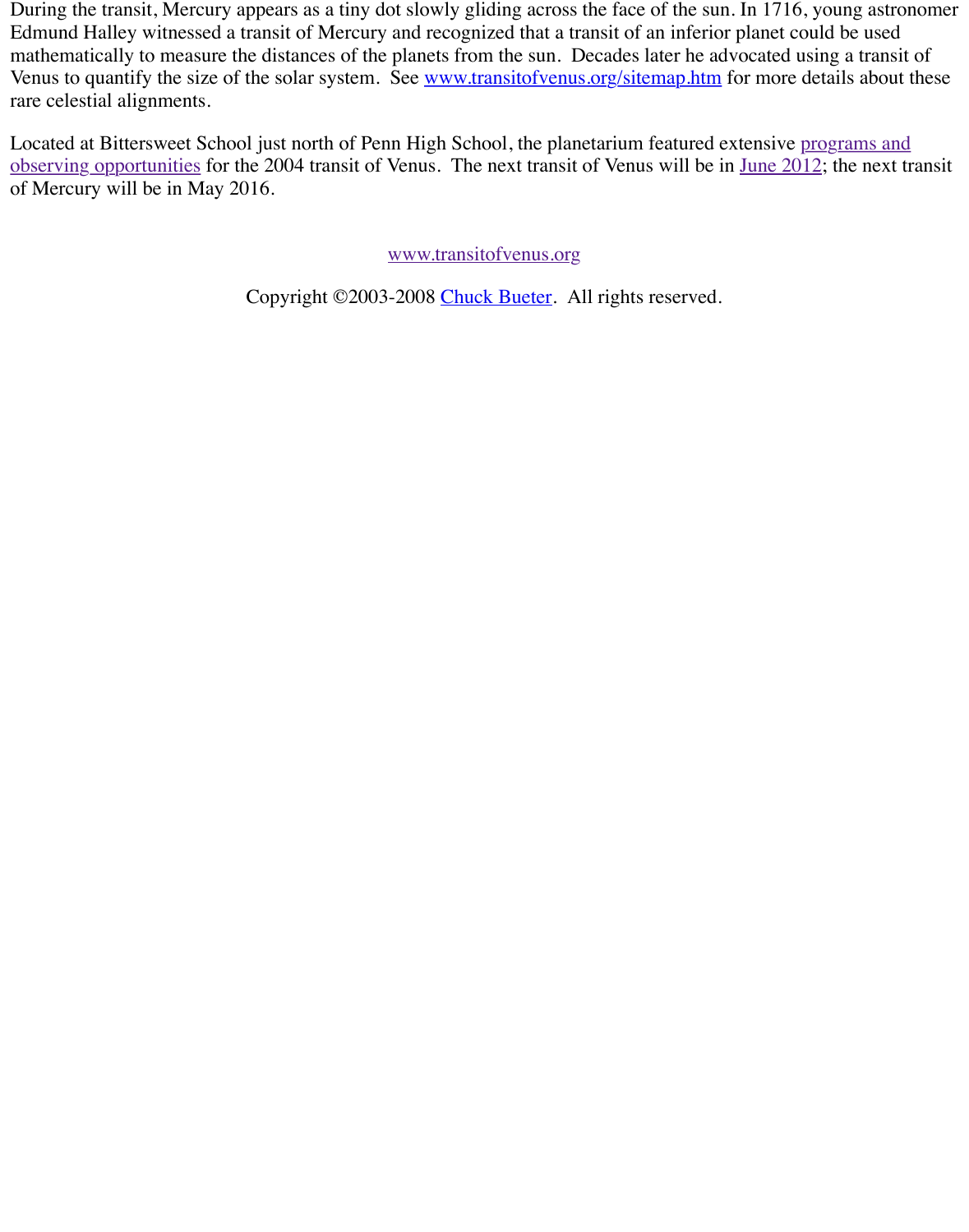During the transit, Mercury appears as a tiny dot slowly gliding across the face of the sun. In 1716, young astronomer Edmund Halley witnessed a transit of Mercury and recognized that a transit of an inferior planet could be used mathematically to measure the distances of the planets from the sun. Decades later he advocated using a transit of Venus to quantify the size of the solar system. See www.transitofvenus.org/sitemap.htm for more details about these rare celestial alignments.

Located at Bittersweet School just north of Penn High School, the planetarium featured extensive programs and observing opportunities for the 2004 transit of Venus. The next transit of Venus will be in June 2012; the next transit of Mercury will be in May 2016.

www.transitofvenus.org

Copyright ©2003-2008 Chuck Bueter. All rights reserved.